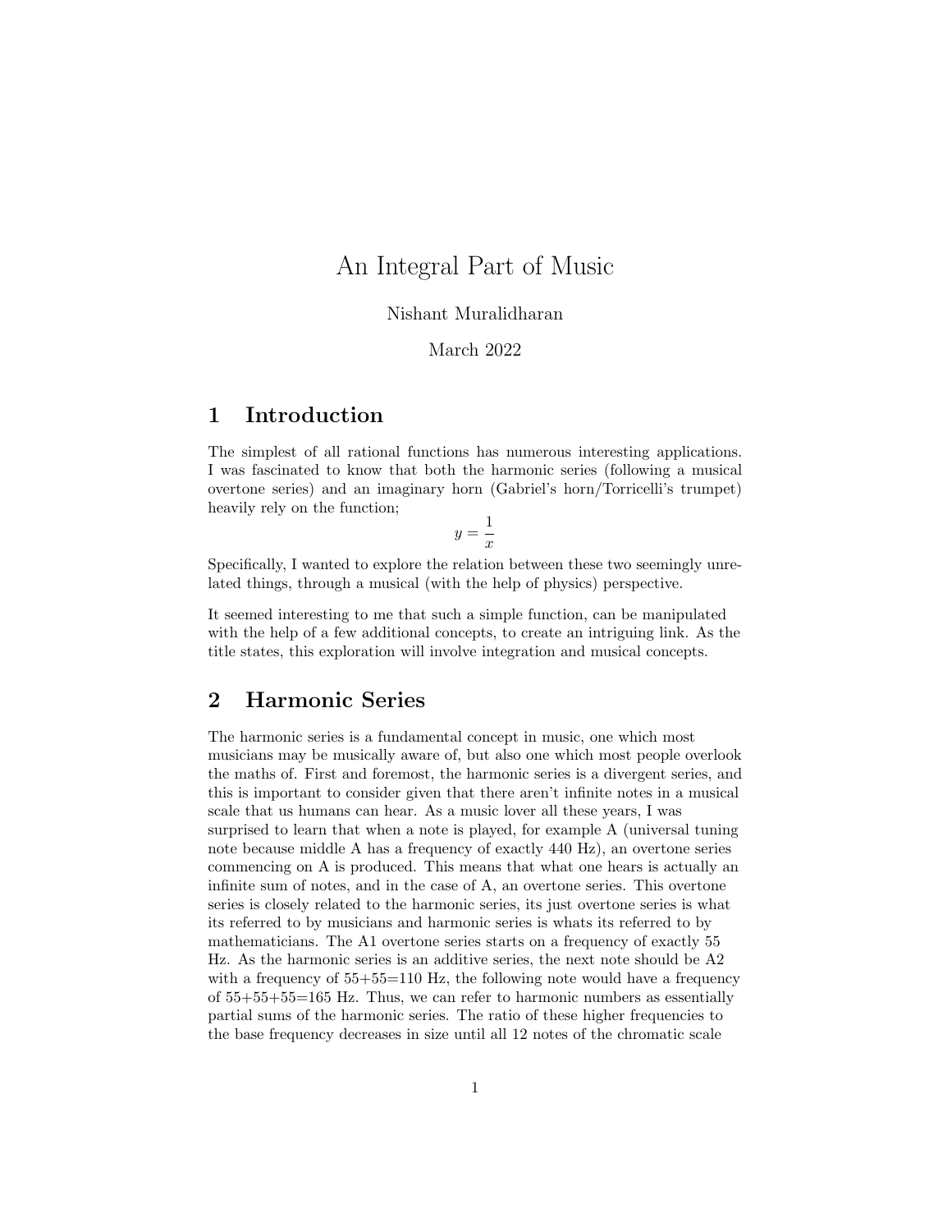# An Integral Part of Music

Nishant Muralidharan

March 2022

## 1 Introduction

The simplest of all rational functions has numerous interesting applications. I was fascinated to know that both the harmonic series (following a musical overtone series) and an imaginary horn (Gabriel's horn/Torricelli's trumpet) heavily rely on the function;

$$y = \frac{1}{x}$$

Specifically, I wanted to explore the relation between these two seemingly unrelated things, through a musical (with the help of physics) perspective.

It seemed interesting to me that such a simple function, can be manipulated with the help of a few additional concepts, to create an intriguing link. As the title states, this exploration will involve integration and musical concepts.

## 2 Harmonic Series

The harmonic series is a fundamental concept in music, one which most musicians may be musically aware of, but also one which most people overlook the maths of. First and foremost, the harmonic series is a divergent series, and this is important to consider given that there aren't infinite notes in a musical scale that us humans can hear. As a music lover all these years, I was surprised to learn that when a note is played, for example A (universal tuning note because middle A has a frequency of exactly 440 Hz), an overtone series commencing on A is produced. This means that what one hears is actually an infinite sum of notes, and in the case of A, an overtone series. This overtone series is closely related to the harmonic series, its just overtone series is what its referred to by musicians and harmonic series is whats its referred to by mathematicians. The A1 overtone series starts on a frequency of exactly 55 Hz. As the harmonic series is an additive series, the next note should be A2 with a frequency of 55+55=110 Hz, the following note would have a frequency of 55+55+55=165 Hz. Thus, we can refer to harmonic numbers as essentially partial sums of the harmonic series. The ratio of these higher frequencies to the base frequency decreases in size until all 12 notes of the chromatic scale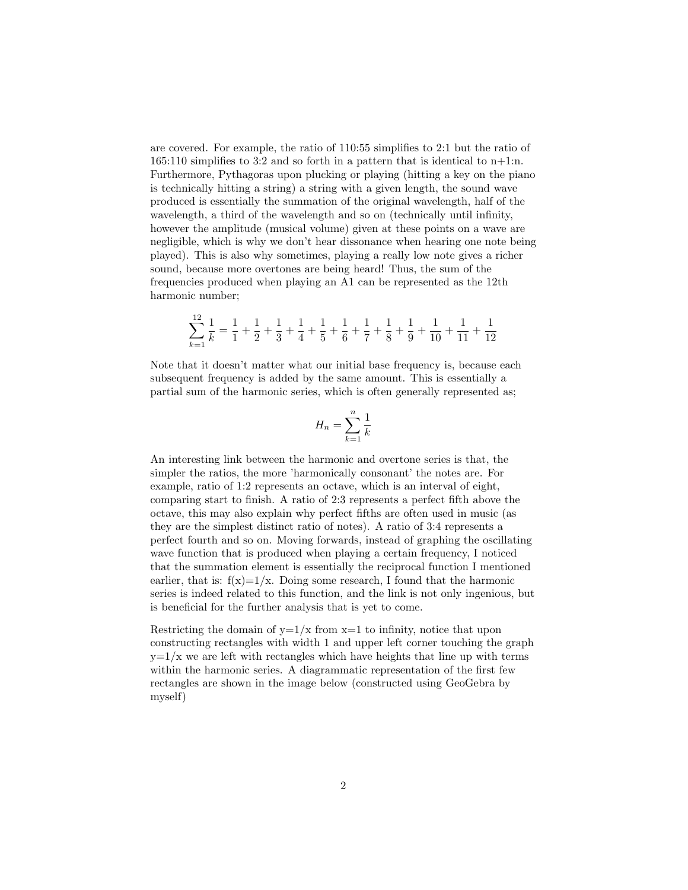are covered. For example, the ratio of 110:55 simplifies to 2:1 but the ratio of 165:110 simplifies to 3:2 and so forth in a pattern that is identical to n+1:n. Furthermore, Pythagoras upon plucking or playing (hitting a key on the piano is technically hitting a string) a string with a given length, the sound wave produced is essentially the summation of the original wavelength, half of the wavelength, a third of the wavelength and so on (technically until infinity, however the amplitude (musical volume) given at these points on a wave are negligible, which is why we don't hear dissonance when hearing one note being played). This is also why sometimes, playing a really low note gives a richer sound, because more overtones are being heard! Thus, the sum of the frequencies produced when playing an A1 can be represented as the 12th harmonic number;

$$\sum_{k=1}^{12} \frac{1}{k} = \frac{1}{1} + \frac{1}{2} + \frac{1}{3} + \frac{1}{4} + \frac{1}{5} + \frac{1}{6} + \frac{1}{7} + \frac{1}{8} + \frac{1}{9} + \frac{1}{10} + \frac{1}{11} + \frac{1}{12}$$

Note that it doesn't matter what our initial base frequency is, because each subsequent frequency is added by the same amount. This is essentially a partial sum of the harmonic series, which is often generally represented as;

$$H_n = \sum_{k=1}^{n} \frac{1}{k}$$

An interesting link between the harmonic and overtone series is that, the simpler the ratios, the more 'harmonically consonant' the notes are. For example, ratio of 1:2 represents an octave, which is an interval of eight, comparing start to finish. A ratio of 2:3 represents a perfect fifth above the octave, this may also explain why perfect fifths are often used in music (as they are the simplest distinct ratio of notes). A ratio of 3:4 represents a perfect fourth and so on. Moving forwards, instead of graphing the oscillating wave function that is produced when playing a certain frequency, I noticed that the summation element is essentially the reciprocal function I mentioned earlier, that is: f(x)=1/x. Doing some research, I found that the harmonic series is indeed related to this function, and the link is not only ingenious, but is beneficial for the further analysis that is yet to come.

Restricting the domain of y=1/x from x=1 to infinity, notice that upon constructing rectangles with width 1 and upper left corner touching the graph y=1/x we are left with rectangles which have heights that line up with terms within the harmonic series. A diagrammatic representation of the first few rectangles are shown in the image below (constructed using GeoGebra by myself)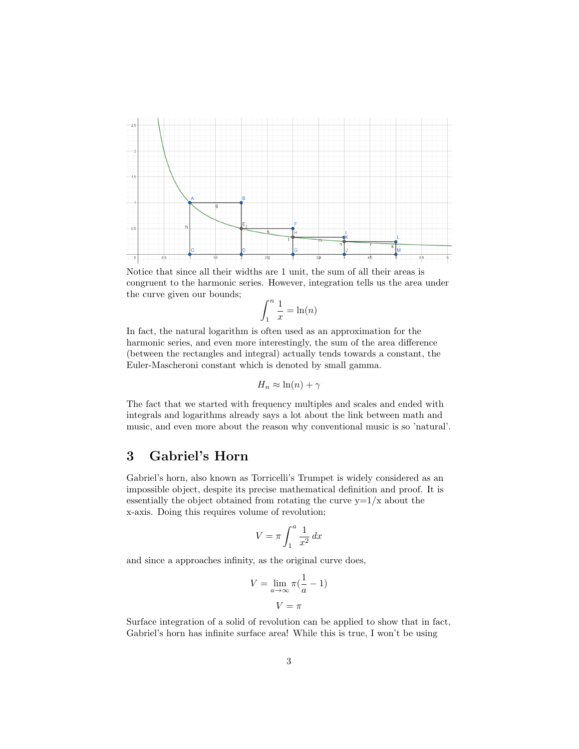Notice that since all their widths are 1 unit, the sum of all their areas is congruent to the harmonic series. However, integration tells us the area under the curve given our bounds;

$$\int_1^n \frac{1}{x} = \ln(n)$$

In fact, the natural logarithm is often used as an approximation for the harmonic series, and even more interestingly, the sum of the area difference (between the rectangles and integral) actually tends towards a constant, the Euler-Mascheroni constant which is denoted by small gamma.

$$H_n \approx \ln(n) + \gamma$$

The fact that we started with frequency multiples and scales and ended with integrals and logarithms already says a lot about the link between math and music, and even more about the reason why conventional music is so 'natural'.

## 3 Gabriel's Horn

Gabriel's horn, also known as Torricelli's Trumpet is widely considered as an impossible object, despite its precise mathematical definition and proof. It is essentially the object obtained from rotating the curve y=1/x about the x-axis. Doing this requires volume of revolution;

$$V = \pi \int_1^a \frac{1}{x^2}\,dx$$

and since a approaches infinity, as the original curve does,

$$V = \lim_{a \to \infty} \pi(\frac{1}{a} - 1)$$

$$V = \pi$$

Surface integration of a solid of revolution can be applied to show that in fact, Gabriel's horn has infinite surface area! While this is true, I won't be using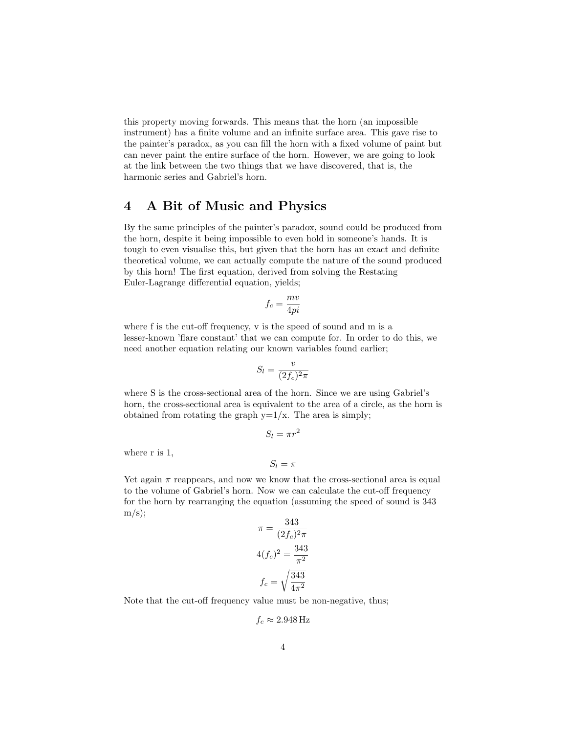this property moving forwards. This means that the horn (an impossible instrument) has a finite volume and an infinite surface area. This gave rise to the painter's paradox, as you can fill the horn with a fixed volume of paint but can never paint the entire surface of the horn. However, we are going to look at the link between the two things that we have discovered, that is, the harmonic series and Gabriel's horn.

## 4 A Bit of Music and Physics

By the same principles of the painter's paradox, sound could be produced from the horn, despite it being impossible to even hold in someone's hands. It is tough to even visualise this, but given that the horn has an exact and definite theoretical volume, we can actually compute the nature of the sound produced by this horn! The first equation, derived from solving the Restating Euler-Lagrange differential equation, yields;

$$f_c = \frac{mv}{4pi}$$

where f is the cut-off frequency, v is the speed of sound and m is a lesser-known 'flare constant' that we can compute for. In order to do this, we need another equation relating our known variables found earlier;

$$S_l = \frac{v}{(2f_c)^2\pi}$$

where S is the cross-sectional area of the horn. Since we are using Gabriel's horn, the cross-sectional area is equivalent to the area of a circle, as the horn is obtained from rotating the graph y=1/x. The area is simply;

$$S_l = \pi r^2$$

where r is 1,

$$S_l = \pi$$

Yet again $\pi$ reappears, and now we know that the cross-sectional area is equal to the volume of Gabriel's horn. Now we can calculate the cut-off frequency for the horn by rearranging the equation (assuming the speed of sound is 343 m/s);

$$\pi = \frac{343}{(2f_c)^2\pi}$$

$$4(f_c)^2 = \frac{343}{\pi^2}$$

$$f_c = \sqrt{\frac{343}{4\pi^2}}$$

Note that the cut-off frequency value must be non-negative, thus;

$$f_c \approx 2.948\,\text{Hz}$$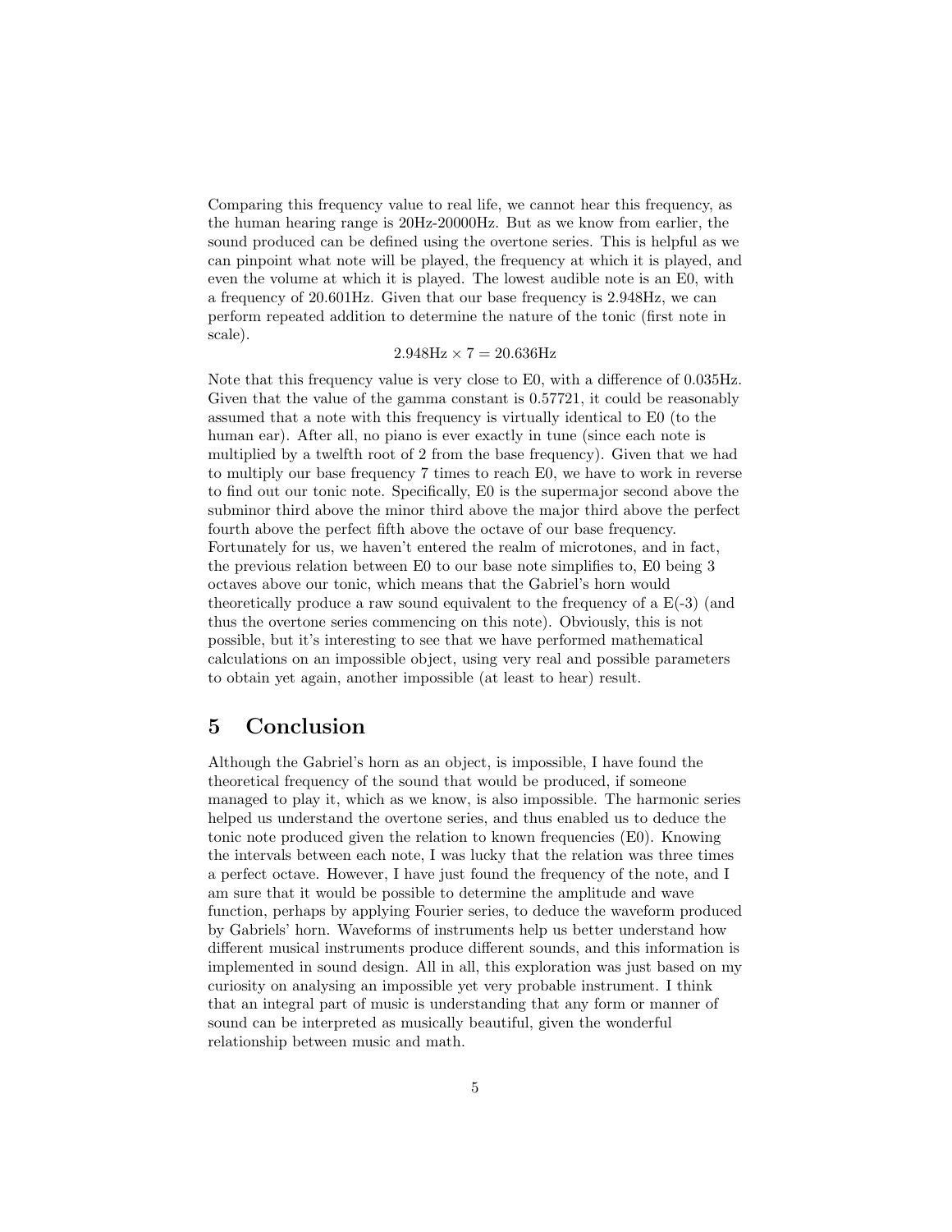Comparing this frequency value to real life, we cannot hear this frequency, as the human hearing range is 20Hz-20000Hz. But as we know from earlier, the sound produced can be defined using the overtone series. This is helpful as we can pinpoint what note will be played, the frequency at which it is played, and even the volume at which it is played. The lowest audible note is an E0, with a frequency of 20.601Hz. Given that our base frequency is 2.948Hz, we can perform repeated addition to determine the nature of the tonic (first note in scale).

$$2.948\text{Hz} \times 7 = 20.636\text{Hz}$$

Note that this frequency value is very close to E0, with a difference of 0.035Hz. Given that the value of the gamma constant is 0.57721, it could be reasonably assumed that a note with this frequency is virtually identical to E0 (to the human ear). After all, no piano is ever exactly in tune (since each note is multiplied by a twelfth root of 2 from the base frequency). Given that we had to multiply our base frequency 7 times to reach E0, we have to work in reverse to find out our tonic note. Specifically, E0 is the supermajor second above the subminor third above the minor third above the major third above the perfect fourth above the perfect fifth above the octave of our base frequency. Fortunately for us, we haven't entered the realm of microtones, and in fact, the previous relation between E0 to our base note simplifies to, E0 being 3 octaves above our tonic, which means that the Gabriel's horn would theoretically produce a raw sound equivalent to the frequency of a E(-3) (and thus the overtone series commencing on this note). Obviously, this is not possible, but it's interesting to see that we have performed mathematical calculations on an impossible object, using very real and possible parameters to obtain yet again, another impossible (at least to hear) result.

## 5 Conclusion

Although the Gabriel's horn as an object, is impossible, I have found the theoretical frequency of the sound that would be produced, if someone managed to play it, which as we know, is also impossible. The harmonic series helped us understand the overtone series, and thus enabled us to deduce the tonic note produced given the relation to known frequencies (E0). Knowing the intervals between each note, I was lucky that the relation was three times a perfect octave. However, I have just found the frequency of the note, and I am sure that it would be possible to determine the amplitude and wave function, perhaps by applying Fourier series, to deduce the waveform produced by Gabriels' horn. Waveforms of instruments help us better understand how different musical instruments produce different sounds, and this information is implemented in sound design. All in all, this exploration was just based on my curiosity on analysing an impossible yet very probable instrument. I think that an integral part of music is understanding that any form or manner of sound can be interpreted as musically beautiful, given the wonderful relationship between music and math.